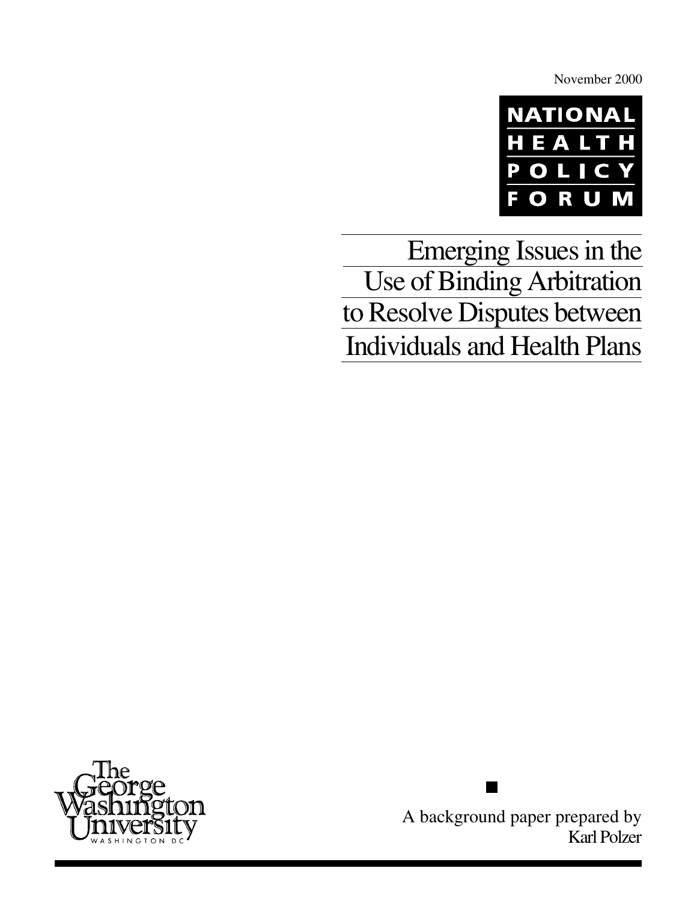November 2000

NATIONAL HEALTH POLICY FORUM

# Emerging Issues in the Use of Binding Arbitration to Resolve Disputes between Individuals and Health Plans

The George Washington University
WASHINGTON DC

A background paper prepared by
Karl Polzer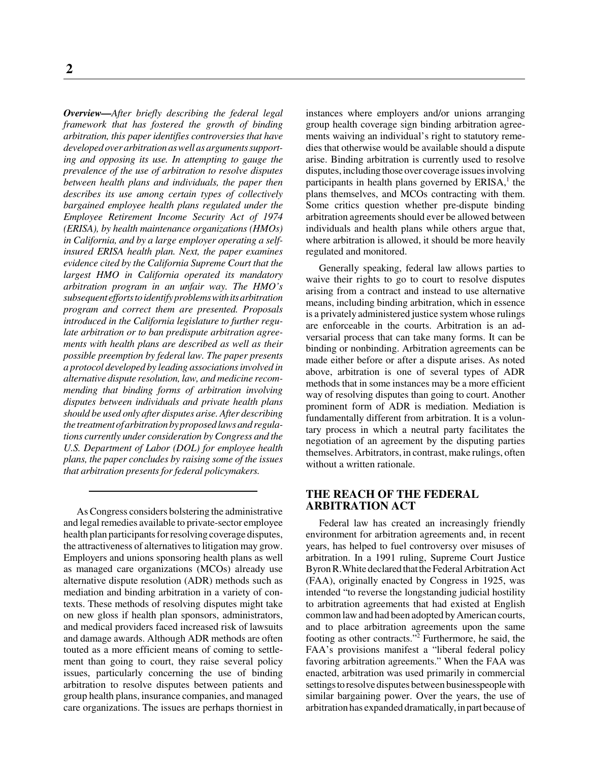***Overview—****After briefly describing the federal legal framework that has fostered the growth of binding arbitration, this paper identifies controversies that have developed over arbitration as well as arguments supporting and opposing its use. In attempting to gauge the prevalence of the use of arbitration to resolve disputes between health plans and individuals, the paper then describes its use among certain types of collectively bargained employee health plans regulated under the Employee Retirement Income Security Act of 1974 (ERISA), by health maintenance organizations (HMOs) in California, and by a large employer operating a self-insured ERISA health plan. Next, the paper examines evidence cited by the California Supreme Court that the largest HMO in California operated its mandatory arbitration program in an unfair way. The HMO's subsequent efforts to identify problems with its arbitration program and correct them are presented. Proposals introduced in the California legislature to further regulate arbitration or to ban predispute arbitration agreements with health plans are described as well as their possible preemption by federal law. The paper presents a protocol developed by leading associations involved in alternative dispute resolution, law, and medicine recommending that binding forms of arbitration involving disputes between individuals and private health plans should be used only after disputes arise. After describing the treatment of arbitration by proposed laws and regulations currently under consideration by Congress and the U.S. Department of Labor (DOL) for employee health plans, the paper concludes by raising some of the issues that arbitration presents for federal policymakers.*

---

As Congress considers bolstering the administrative and legal remedies available to private-sector employee health plan participants for resolving coverage disputes, the attractiveness of alternatives to litigation may grow. Employers and unions sponsoring health plans as well as managed care organizations (MCOs) already use alternative dispute resolution (ADR) methods such as mediation and binding arbitration in a variety of contexts. These methods of resolving disputes might take on new gloss if health plan sponsors, administrators, and medical providers faced increased risk of lawsuits and damage awards. Although ADR methods are often touted as a more efficient means of coming to settlement than going to court, they raise several policy issues, particularly concerning the use of binding arbitration to resolve disputes between patients and group health plans, insurance companies, and managed care organizations. The issues are perhaps thorniest in instances where employers and/or unions arranging group health coverage sign binding arbitration agreements waiving an individual's right to statutory remedies that otherwise would be available should a dispute arise. Binding arbitration is currently used to resolve disputes, including those over coverage issues involving participants in health plans governed by ERISA,[1] the plans themselves, and MCOs contracting with them. Some critics question whether pre-dispute binding arbitration agreements should ever be allowed between individuals and health plans while others argue that, where arbitration is allowed, it should be more heavily regulated and monitored.

Generally speaking, federal law allows parties to waive their rights to go to court to resolve disputes arising from a contract and instead to use alternative means, including binding arbitration, which in essence is a privately administered justice system whose rulings are enforceable in the courts. Arbitration is an adversarial process that can take many forms. It can be binding or nonbinding. Arbitration agreements can be made either before or after a dispute arises. As noted above, arbitration is one of several types of ADR methods that in some instances may be a more efficient way of resolving disputes than going to court. Another prominent form of ADR is mediation. Mediation is fundamentally different from arbitration. It is a voluntary process in which a neutral party facilitates the negotiation of an agreement by the disputing parties themselves. Arbitrators, in contrast, make rulings, often without a written rationale.

## THE REACH OF THE FEDERAL ARBITRATION ACT

Federal law has created an increasingly friendly environment for arbitration agreements and, in recent years, has helped to fuel controversy over misuses of arbitration. In a 1991 ruling, Supreme Court Justice Byron R. White declared that the Federal Arbitration Act (FAA), originally enacted by Congress in 1925, was intended "to reverse the longstanding judicial hostility to arbitration agreements that had existed at English common law and had been adopted by American courts, and to place arbitration agreements upon the same footing as other contracts."[2] Furthermore, he said, the FAA's provisions manifest a "liberal federal policy favoring arbitration agreements." When the FAA was enacted, arbitration was used primarily in commercial settings to resolve disputes between businesspeople with similar bargaining power. Over the years, the use of arbitration has expanded dramatically, in part because of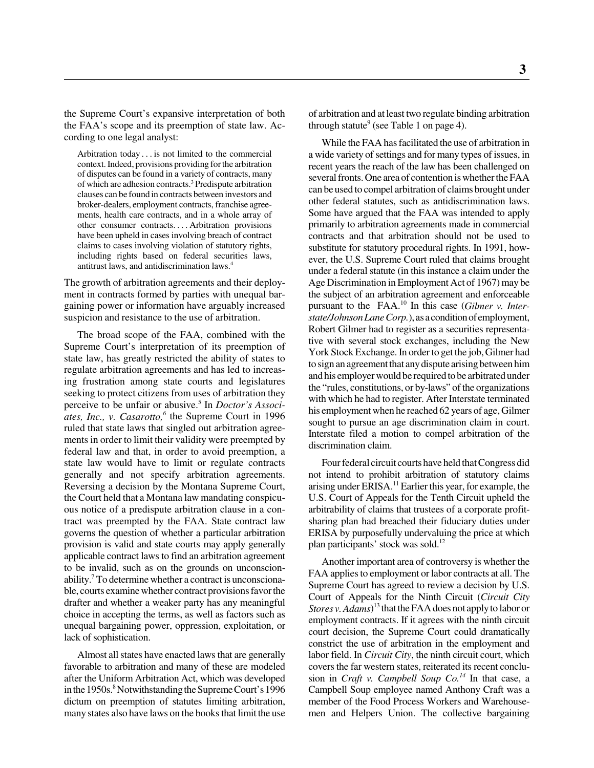the Supreme Court's expansive interpretation of both the FAA's scope and its preemption of state law. According to one legal analyst:

> Arbitration today . . . is not limited to the commercial context. Indeed, provisions providing for the arbitration of disputes can be found in a variety of contracts, many of which are adhesion contracts.[3] Predispute arbitration clauses can be found in contracts between investors and broker-dealers, employment contracts, franchise agreements, health care contracts, and in a whole array of other consumer contracts. . . . Arbitration provisions have been upheld in cases involving breach of contract claims to cases involving violation of statutory rights, including rights based on federal securities laws, antitrust laws, and antidiscrimination laws.[4]

The growth of arbitration agreements and their deployment in contracts formed by parties with unequal bargaining power or information have arguably increased suspicion and resistance to the use of arbitration.

The broad scope of the FAA, combined with the Supreme Court's interpretation of its preemption of state law, has greatly restricted the ability of states to regulate arbitration agreements and has led to increasing frustration among state courts and legislatures seeking to protect citizens from uses of arbitration they perceive to be unfair or abusive.[5] In *Doctor's Associates, Inc., v. Casarotto,*[6] the Supreme Court in 1996 ruled that state laws that singled out arbitration agreements in order to limit their validity were preempted by federal law and that, in order to avoid preemption, a state law would have to limit or regulate contracts generally and not specify arbitration agreements. Reversing a decision by the Montana Supreme Court, the Court held that a Montana law mandating conspicuous notice of a predispute arbitration clause in a contract was preempted by the FAA. State contract law governs the question of whether a particular arbitration provision is valid and state courts may apply generally applicable contract laws to find an arbitration agreement to be invalid, such as on the grounds on unconscionability.[7] To determine whether a contract is unconscionable, courts examine whether contract provisions favor the drafter and whether a weaker party has any meaningful choice in accepting the terms, as well as factors such as unequal bargaining power, oppression, exploitation, or lack of sophistication.

Almost all states have enacted laws that are generally favorable to arbitration and many of these are modeled after the Uniform Arbitration Act, which was developed in the 1950s.[8] Notwithstanding the Supreme Court's 1996 dictum on preemption of statutes limiting arbitration, many states also have laws on the books that limit the use of arbitration and at least two regulate binding arbitration through statute[9] (see Table 1 on page 4).

While the FAA has facilitated the use of arbitration in a wide variety of settings and for many types of issues, in recent years the reach of the law has been challenged on several fronts. One area of contention is whether the FAA can be used to compel arbitration of claims brought under other federal statutes, such as antidiscrimination laws. Some have argued that the FAA was intended to apply primarily to arbitration agreements made in commercial contracts and that arbitration should not be used to substitute for statutory procedural rights. In 1991, however, the U.S. Supreme Court ruled that claims brought under a federal statute (in this instance a claim under the Age Discrimination in Employment Act of 1967) may be the subject of an arbitration agreement and enforceable pursuant to the FAA.[10] In this case (*Gilmer v. Interstate/Johnson Lane Corp.*), as a condition of employment, Robert Gilmer had to register as a securities representative with several stock exchanges, including the New York Stock Exchange. In order to get the job, Gilmer had to sign an agreement that any dispute arising between him and his employer would be required to be arbitrated under the "rules, constitutions, or by-laws" of the organizations with which he had to register. After Interstate terminated his employment when he reached 62 years of age, Gilmer sought to pursue an age discrimination claim in court. Interstate filed a motion to compel arbitration of the discrimination claim.

Four federal circuit courts have held that Congress did not intend to prohibit arbitration of statutory claims arising under ERISA.[11] Earlier this year, for example, the U.S. Court of Appeals for the Tenth Circuit upheld the arbitrability of claims that trustees of a corporate profit-sharing plan had breached their fiduciary duties under ERISA by purposefully undervaluing the price at which plan participants' stock was sold.[12]

Another important area of controversy is whether the FAA applies to employment or labor contracts at all. The Supreme Court has agreed to review a decision by U.S. Court of Appeals for the Ninth Circuit (*Circuit City Stores v. Adams*)[13] that the FAA does not apply to labor or employment contracts. If it agrees with the ninth circuit court decision, the Supreme Court could dramatically constrict the use of arbitration in the employment and labor field. In *Circuit City*, the ninth circuit court, which covers the far western states, reiterated its recent conclusion in *Craft v. Campbell Soup Co.*[14] In that case, a Campbell Soup employee named Anthony Craft was a member of the Food Process Workers and Warehousemen and Helpers Union. The collective bargaining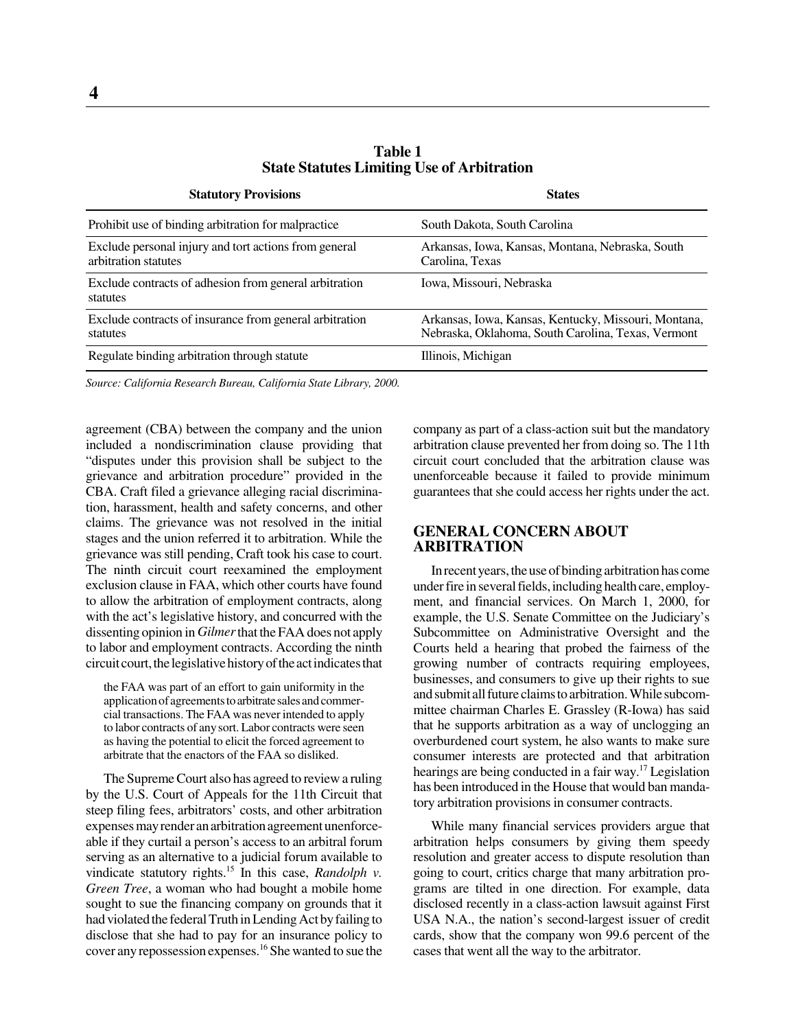**Table 1**
**State Statutes Limiting Use of Arbitration**

| Statutory Provisions | States |
|---|---|
| Prohibit use of binding arbitration for malpractice | South Dakota, South Carolina |
| Exclude personal injury and tort actions from general arbitration statutes | Arkansas, Iowa, Kansas, Montana, Nebraska, South Carolina, Texas |
| Exclude contracts of adhesion from general arbitration statutes | Iowa, Missouri, Nebraska |
| Exclude contracts of insurance from general arbitration statutes | Arkansas, Iowa, Kansas, Kentucky, Missouri, Montana, Nebraska, Oklahoma, South Carolina, Texas, Vermont |
| Regulate binding arbitration through statute | Illinois, Michigan |

*Source: California Research Bureau, California State Library, 2000.*

agreement (CBA) between the company and the union included a nondiscrimination clause providing that "disputes under this provision shall be subject to the grievance and arbitration procedure" provided in the CBA. Craft filed a grievance alleging racial discrimination, harassment, health and safety concerns, and other claims. The grievance was not resolved in the initial stages and the union referred it to arbitration. While the grievance was still pending, Craft took his case to court. The ninth circuit court reexamined the employment exclusion clause in FAA, which other courts have found to allow the arbitration of employment contracts, along with the act's legislative history, and concurred with the dissenting opinion in *Gilmer* that the FAA does not apply to labor and employment contracts. According the ninth circuit court, the legislative history of the act indicates that

> the FAA was part of an effort to gain uniformity in the application of agreements to arbitrate sales and commercial transactions. The FAA was never intended to apply to labor contracts of any sort. Labor contracts were seen as having the potential to elicit the forced agreement to arbitrate that the enactors of the FAA so disliked.

The Supreme Court also has agreed to review a ruling by the U.S. Court of Appeals for the 11th Circuit that steep filing fees, arbitrators' costs, and other arbitration expenses may render an arbitration agreement unenforceable if they curtail a person's access to an arbitral forum serving as an alternative to a judicial forum available to vindicate statutory rights.[15] In this case, *Randolph v. Green Tree*, a woman who had bought a mobile home sought to sue the financing company on grounds that it had violated the federal Truth in Lending Act by failing to disclose that she had to pay for an insurance policy to cover any repossession expenses.[16] She wanted to sue the company as part of a class-action suit but the mandatory arbitration clause prevented her from doing so. The 11th circuit court concluded that the arbitration clause was unenforceable because it failed to provide minimum guarantees that she could access her rights under the act.

## GENERAL CONCERN ABOUT ARBITRATION

In recent years, the use of binding arbitration has come under fire in several fields, including health care, employment, and financial services. On March 1, 2000, for example, the U.S. Senate Committee on the Judiciary's Subcommittee on Administrative Oversight and the Courts held a hearing that probed the fairness of the growing number of contracts requiring employees, businesses, and consumers to give up their rights to sue and submit all future claims to arbitration. While subcommittee chairman Charles E. Grassley (R-Iowa) has said that he supports arbitration as a way of unclogging an overburdened court system, he also wants to make sure consumer interests are protected and that arbitration hearings are being conducted in a fair way.[17] Legislation has been introduced in the House that would ban mandatory arbitration provisions in consumer contracts.

While many financial services providers argue that arbitration helps consumers by giving them speedy resolution and greater access to dispute resolution than going to court, critics charge that many arbitration programs are tilted in one direction. For example, data disclosed recently in a class-action lawsuit against First USA N.A., the nation's second-largest issuer of credit cards, show that the company won 99.6 percent of the cases that went all the way to the arbitrator.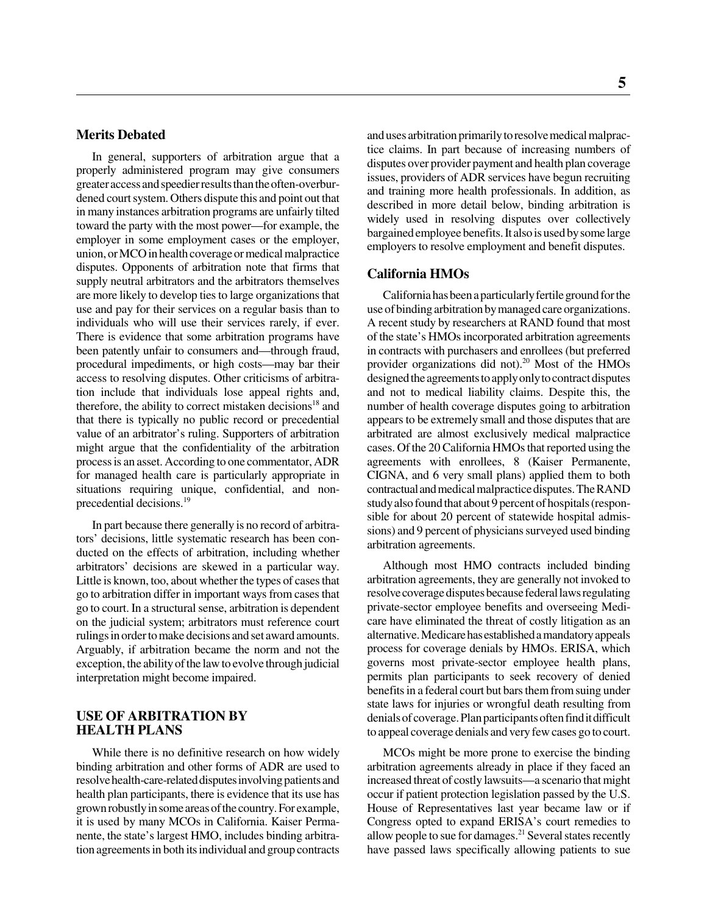### Merits Debated

In general, supporters of arbitration argue that a properly administered program may give consumers greater access and speedier results than the often-overburdened court system. Others dispute this and point out that in many instances arbitration programs are unfairly tilted toward the party with the most power—for example, the employer in some employment cases or the employer, union, or MCO in health coverage or medical malpractice disputes. Opponents of arbitration note that firms that supply neutral arbitrators and the arbitrators themselves are more likely to develop ties to large organizations that use and pay for their services on a regular basis than to individuals who will use their services rarely, if ever. There is evidence that some arbitration programs have been patently unfair to consumers and—through fraud, procedural impediments, or high costs—may bar their access to resolving disputes. Other criticisms of arbitration include that individuals lose appeal rights and, therefore, the ability to correct mistaken decisions[18] and that there is typically no public record or precedential value of an arbitrator's ruling. Supporters of arbitration might argue that the confidentiality of the arbitration process is an asset. According to one commentator, ADR for managed health care is particularly appropriate in situations requiring unique, confidential, and non-precedential decisions.[19]

In part because there generally is no record of arbitrators' decisions, little systematic research has been conducted on the effects of arbitration, including whether arbitrators' decisions are skewed in a particular way. Little is known, too, about whether the types of cases that go to arbitration differ in important ways from cases that go to court. In a structural sense, arbitration is dependent on the judicial system; arbitrators must reference court rulings in order to make decisions and set award amounts. Arguably, if arbitration became the norm and not the exception, the ability of the law to evolve through judicial interpretation might become impaired.

## USE OF ARBITRATION BY HEALTH PLANS

While there is no definitive research on how widely binding arbitration and other forms of ADR are used to resolve health-care-related disputes involving patients and health plan participants, there is evidence that its use has grown robustly in some areas of the country. For example, it is used by many MCOs in California. Kaiser Permanente, the state's largest HMO, includes binding arbitration agreements in both its individual and group contracts and uses arbitration primarily to resolve medical malpractice claims. In part because of increasing numbers of disputes over provider payment and health plan coverage issues, providers of ADR services have begun recruiting and training more health professionals. In addition, as described in more detail below, binding arbitration is widely used in resolving disputes over collectively bargained employee benefits. It also is used by some large employers to resolve employment and benefit disputes.

### California HMOs

California has been a particularly fertile ground for the use of binding arbitration by managed care organizations. A recent study by researchers at RAND found that most of the state's HMOs incorporated arbitration agreements in contracts with purchasers and enrollees (but preferred provider organizations did not).[20] Most of the HMOs designed the agreements to apply only to contract disputes and not to medical liability claims. Despite this, the number of health coverage disputes going to arbitration appears to be extremely small and those disputes that are arbitrated are almost exclusively medical malpractice cases. Of the 20 California HMOs that reported using the agreements with enrollees, 8 (Kaiser Permanente, CIGNA, and 6 very small plans) applied them to both contractual and medical malpractice disputes. The RAND study also found that about 9 percent of hospitals (responsible for about 20 percent of statewide hospital admissions) and 9 percent of physicians surveyed used binding arbitration agreements.

Although most HMO contracts included binding arbitration agreements, they are generally not invoked to resolve coverage disputes because federal laws regulating private-sector employee benefits and overseeing Medicare have eliminated the threat of costly litigation as an alternative. Medicare has established a mandatory appeals process for coverage denials by HMOs. ERISA, which governs most private-sector employee health plans, permits plan participants to seek recovery of denied benefits in a federal court but bars them from suing under state laws for injuries or wrongful death resulting from denials of coverage. Plan participants often find it difficult to appeal coverage denials and very few cases go to court.

MCOs might be more prone to exercise the binding arbitration agreements already in place if they faced an increased threat of costly lawsuits—a scenario that might occur if patient protection legislation passed by the U.S. House of Representatives last year became law or if Congress opted to expand ERISA's court remedies to allow people to sue for damages.[21] Several states recently have passed laws specifically allowing patients to sue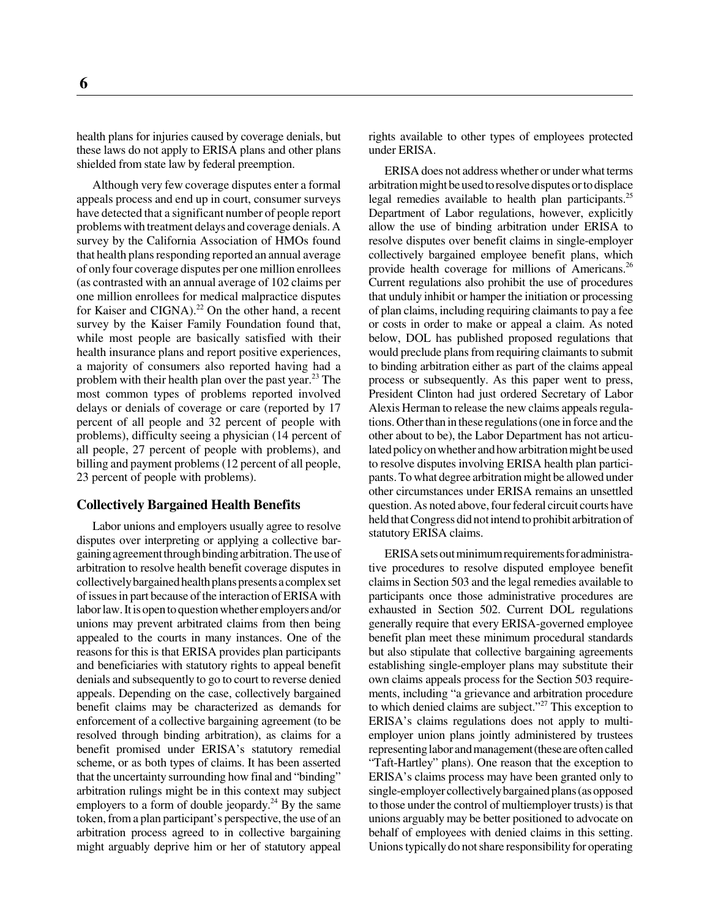health plans for injuries caused by coverage denials, but these laws do not apply to ERISA plans and other plans shielded from state law by federal preemption.

Although very few coverage disputes enter a formal appeals process and end up in court, consumer surveys have detected that a significant number of people report problems with treatment delays and coverage denials. A survey by the California Association of HMOs found that health plans responding reported an annual average of only four coverage disputes per one million enrollees (as contrasted with an annual average of 102 claims per one million enrollees for medical malpractice disputes for Kaiser and CIGNA).[22] On the other hand, a recent survey by the Kaiser Family Foundation found that, while most people are basically satisfied with their health insurance plans and report positive experiences, a majority of consumers also reported having had a problem with their health plan over the past year.[23] The most common types of problems reported involved delays or denials of coverage or care (reported by 17 percent of all people and 32 percent of people with problems), difficulty seeing a physician (14 percent of all people, 27 percent of people with problems), and billing and payment problems (12 percent of all people, 23 percent of people with problems).

## Collectively Bargained Health Benefits

Labor unions and employers usually agree to resolve disputes over interpreting or applying a collective bargaining agreement through binding arbitration. The use of arbitration to resolve health benefit coverage disputes in collectively bargained health plans presents a complex set of issues in part because of the interaction of ERISA with labor law. It is open to question whether employers and/or unions may prevent arbitrated claims from then being appealed to the courts in many instances. One of the reasons for this is that ERISA provides plan participants and beneficiaries with statutory rights to appeal benefit denials and subsequently to go to court to reverse denied appeals. Depending on the case, collectively bargained benefit claims may be characterized as demands for enforcement of a collective bargaining agreement (to be resolved through binding arbitration), as claims for a benefit promised under ERISA's statutory remedial scheme, or as both types of claims. It has been asserted that the uncertainty surrounding how final and "binding" arbitration rulings might be in this context may subject employers to a form of double jeopardy.[24] By the same token, from a plan participant's perspective, the use of an arbitration process agreed to in collective bargaining might arguably deprive him or her of statutory appeal rights available to other types of employees protected under ERISA.

ERISA does not address whether or under what terms arbitration might be used to resolve disputes or to displace legal remedies available to health plan participants.[25] Department of Labor regulations, however, explicitly allow the use of binding arbitration under ERISA to resolve disputes over benefit claims in single-employer collectively bargained employee benefit plans, which provide health coverage for millions of Americans.[26] Current regulations also prohibit the use of procedures that unduly inhibit or hamper the initiation or processing of plan claims, including requiring claimants to pay a fee or costs in order to make or appeal a claim. As noted below, DOL has published proposed regulations that would preclude plans from requiring claimants to submit to binding arbitration either as part of the claims appeal process or subsequently. As this paper went to press, President Clinton had just ordered Secretary of Labor Alexis Herman to release the new claims appeals regulations. Other than in these regulations (one in force and the other about to be), the Labor Department has not articulated policy on whether and how arbitration might be used to resolve disputes involving ERISA health plan participants. To what degree arbitration might be allowed under other circumstances under ERISA remains an unsettled question. As noted above, four federal circuit courts have held that Congress did not intend to prohibit arbitration of statutory ERISA claims.

ERISA sets out minimum requirements for administrative procedures to resolve disputed employee benefit claims in Section 503 and the legal remedies available to participants once those administrative procedures are exhausted in Section 502. Current DOL regulations generally require that every ERISA-governed employee benefit plan meet these minimum procedural standards but also stipulate that collective bargaining agreements establishing single-employer plans may substitute their own claims appeals process for the Section 503 requirements, including "a grievance and arbitration procedure to which denied claims are subject."[27] This exception to ERISA's claims regulations does not apply to multi-employer union plans jointly administered by trustees representing labor and management (these are often called "Taft-Hartley" plans). One reason that the exception to ERISA's claims process may have been granted only to single-employer collectively bargained plans (as opposed to those under the control of multiemployer trusts) is that unions arguably may be better positioned to advocate on behalf of employees with denied claims in this setting. Unions typically do not share responsibility for operating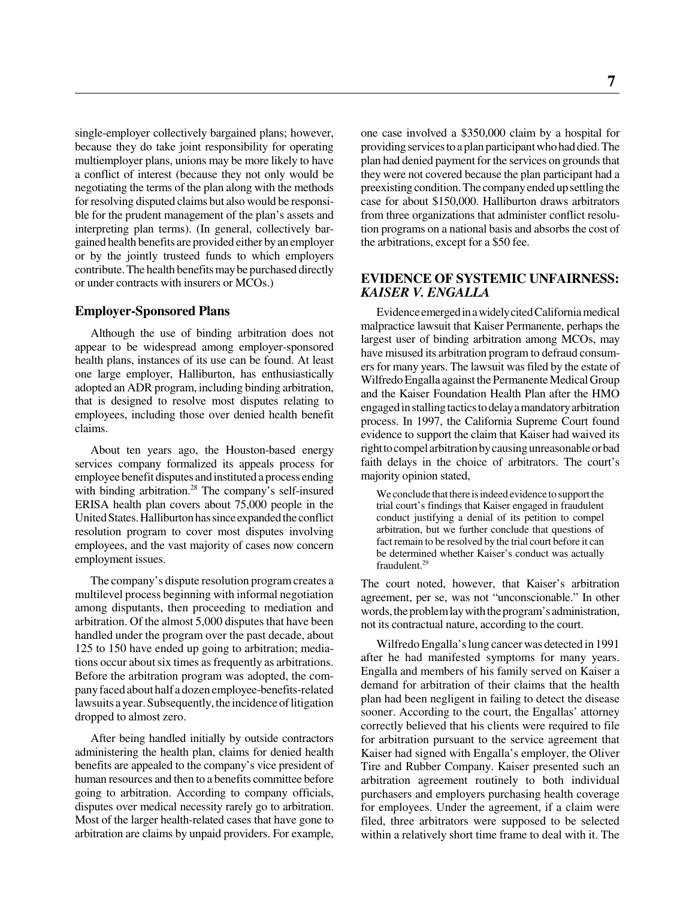single-employer collectively bargained plans; however, because they do take joint responsibility for operating multiemployer plans, unions may be more likely to have a conflict of interest (because they not only would be negotiating the terms of the plan along with the methods for resolving disputed claims but also would be responsible for the prudent management of the plan's assets and interpreting plan terms). (In general, collectively bargained health benefits are provided either by an employer or by the jointly trusteed funds to which employers contribute. The health benefits may be purchased directly or under contracts with insurers or MCOs.)

### Employer-Sponsored Plans

Although the use of binding arbitration does not appear to be widespread among employer-sponsored health plans, instances of its use can be found. At least one large employer, Halliburton, has enthusiastically adopted an ADR program, including binding arbitration, that is designed to resolve most disputes relating to employees, including those over denied health benefit claims.

About ten years ago, the Houston-based energy services company formalized its appeals process for employee benefit disputes and instituted a process ending with binding arbitration.[28] The company's self-insured ERISA health plan covers about 75,000 people in the United States. Halliburton has since expanded the conflict resolution program to cover most disputes involving employees, and the vast majority of cases now concern employment issues.

The company's dispute resolution program creates a multilevel process beginning with informal negotiation among disputants, then proceeding to mediation and arbitration. Of the almost 5,000 disputes that have been handled under the program over the past decade, about 125 to 150 have ended up going to arbitration; mediations occur about six times as frequently as arbitrations. Before the arbitration program was adopted, the company faced about half a dozen employee-benefits-related lawsuits a year. Subsequently, the incidence of litigation dropped to almost zero.

After being handled initially by outside contractors administering the health plan, claims for denied health benefits are appealed to the company's vice president of human resources and then to a benefits committee before going to arbitration. According to company officials, disputes over medical necessity rarely go to arbitration. Most of the larger health-related cases that have gone to arbitration are claims by unpaid providers. For example, one case involved a \$350,000 claim by a hospital for providing services to a plan participant who had died. The plan had denied payment for the services on grounds that they were not covered because the plan participant had a preexisting condition. The company ended up settling the case for about \$150,000. Halliburton draws arbitrators from three organizations that administer conflict resolution programs on a national basis and absorbs the cost of the arbitrations, except for a \$50 fee.

## EVIDENCE OF SYSTEMIC UNFAIRNESS: *KAISER V. ENGALLA*

Evidence emerged in a widely cited California medical malpractice lawsuit that Kaiser Permanente, perhaps the largest user of binding arbitration among MCOs, may have misused its arbitration program to defraud consumers for many years. The lawsuit was filed by the estate of Wilfredo Engalla against the Permanente Medical Group and the Kaiser Foundation Health Plan after the HMO engaged in stalling tactics to delay a mandatory arbitration process. In 1997, the California Supreme Court found evidence to support the claim that Kaiser had waived its right to compel arbitration by causing unreasonable or bad faith delays in the choice of arbitrators. The court's majority opinion stated,

> We conclude that there is indeed evidence to support the trial court's findings that Kaiser engaged in fraudulent conduct justifying a denial of its petition to compel arbitration, but we further conclude that questions of fact remain to be resolved by the trial court before it can be determined whether Kaiser's conduct was actually fraudulent.[29]

The court noted, however, that Kaiser's arbitration agreement, per se, was not "unconscionable." In other words, the problem lay with the program's administration, not its contractual nature, according to the court.

Wilfredo Engalla's lung cancer was detected in 1991 after he had manifested symptoms for many years. Engalla and members of his family served on Kaiser a demand for arbitration of their claims that the health plan had been negligent in failing to detect the disease sooner. According to the court, the Engallas' attorney correctly believed that his clients were required to file for arbitration pursuant to the service agreement that Kaiser had signed with Engalla's employer, the Oliver Tire and Rubber Company. Kaiser presented such an arbitration agreement routinely to both individual purchasers and employers purchasing health coverage for employees. Under the agreement, if a claim were filed, three arbitrators were supposed to be selected within a relatively short time frame to deal with it. The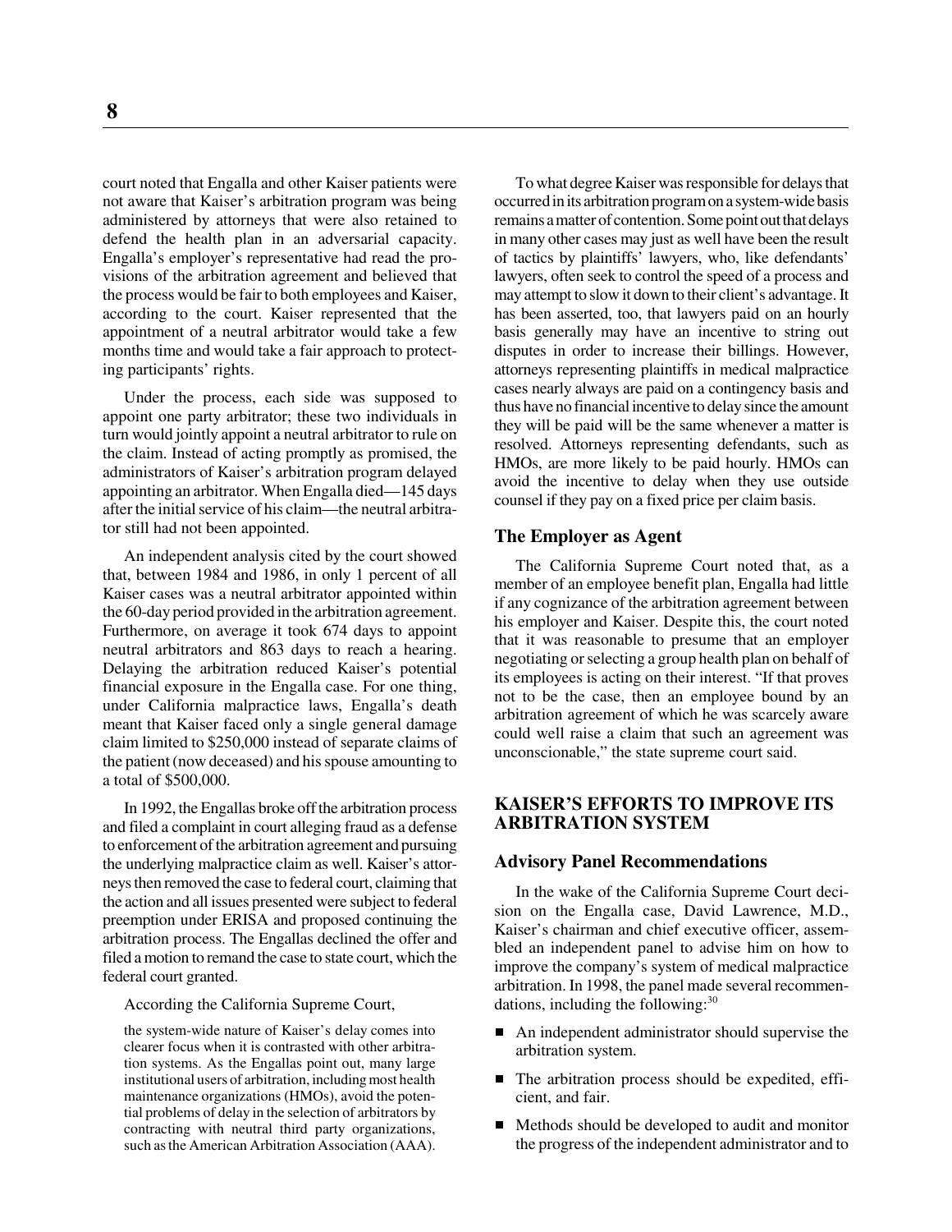court noted that Engalla and other Kaiser patients were not aware that Kaiser's arbitration program was being administered by attorneys that were also retained to defend the health plan in an adversarial capacity. Engalla's employer's representative had read the provisions of the arbitration agreement and believed that the process would be fair to both employees and Kaiser, according to the court. Kaiser represented that the appointment of a neutral arbitrator would take a few months time and would take a fair approach to protecting participants' rights.

Under the process, each side was supposed to appoint one party arbitrator; these two individuals in turn would jointly appoint a neutral arbitrator to rule on the claim. Instead of acting promptly as promised, the administrators of Kaiser's arbitration program delayed appointing an arbitrator. When Engalla died—145 days after the initial service of his claim—the neutral arbitrator still had not been appointed.

An independent analysis cited by the court showed that, between 1984 and 1986, in only 1 percent of all Kaiser cases was a neutral arbitrator appointed within the 60-day period provided in the arbitration agreement. Furthermore, on average it took 674 days to appoint neutral arbitrators and 863 days to reach a hearing. Delaying the arbitration reduced Kaiser's potential financial exposure in the Engalla case. For one thing, under California malpractice laws, Engalla's death meant that Kaiser faced only a single general damage claim limited to $250,000 instead of separate claims of the patient (now deceased) and his spouse amounting to a total of $500,000.

In 1992, the Engallas broke off the arbitration process and filed a complaint in court alleging fraud as a defense to enforcement of the arbitration agreement and pursuing the underlying malpractice claim as well. Kaiser's attorneys then removed the case to federal court, claiming that the action and all issues presented were subject to federal preemption under ERISA and proposed continuing the arbitration process. The Engallas declined the offer and filed a motion to remand the case to state court, which the federal court granted.

According the California Supreme Court,

> the system-wide nature of Kaiser's delay comes into clearer focus when it is contrasted with other arbitration systems. As the Engallas point out, many large institutional users of arbitration, including most health maintenance organizations (HMOs), avoid the potential problems of delay in the selection of arbitrators by contracting with neutral third party organizations, such as the American Arbitration Association (AAA).

To what degree Kaiser was responsible for delays that occurred in its arbitration program on a system-wide basis remains a matter of contention. Some point out that delays in many other cases may just as well have been the result of tactics by plaintiffs' lawyers, who, like defendants' lawyers, often seek to control the speed of a process and may attempt to slow it down to their client's advantage. It has been asserted, too, that lawyers paid on an hourly basis generally may have an incentive to string out disputes in order to increase their billings. However, attorneys representing plaintiffs in medical malpractice cases nearly always are paid on a contingency basis and thus have no financial incentive to delay since the amount they will be paid will be the same whenever a matter is resolved. Attorneys representing defendants, such as HMOs, are more likely to be paid hourly. HMOs can avoid the incentive to delay when they use outside counsel if they pay on a fixed price per claim basis.

### The Employer as Agent

The California Supreme Court noted that, as a member of an employee benefit plan, Engalla had little if any cognizance of the arbitration agreement between his employer and Kaiser. Despite this, the court noted that it was reasonable to presume that an employer negotiating or selecting a group health plan on behalf of its employees is acting on their interest. "If that proves not to be the case, then an employee bound by an arbitration agreement of which he was scarcely aware could well raise a claim that such an agreement was unconscionable," the state supreme court said.

## KAISER'S EFFORTS TO IMPROVE ITS ARBITRATION SYSTEM

### Advisory Panel Recommendations

In the wake of the California Supreme Court decision on the Engalla case, David Lawrence, M.D., Kaiser's chairman and chief executive officer, assembled an independent panel to advise him on how to improve the company's system of medical malpractice arbitration. In 1998, the panel made several recommendations, including the following:[30]

- An independent administrator should supervise the arbitration system.
- The arbitration process should be expedited, efficient, and fair.
- Methods should be developed to audit and monitor the progress of the independent administrator and to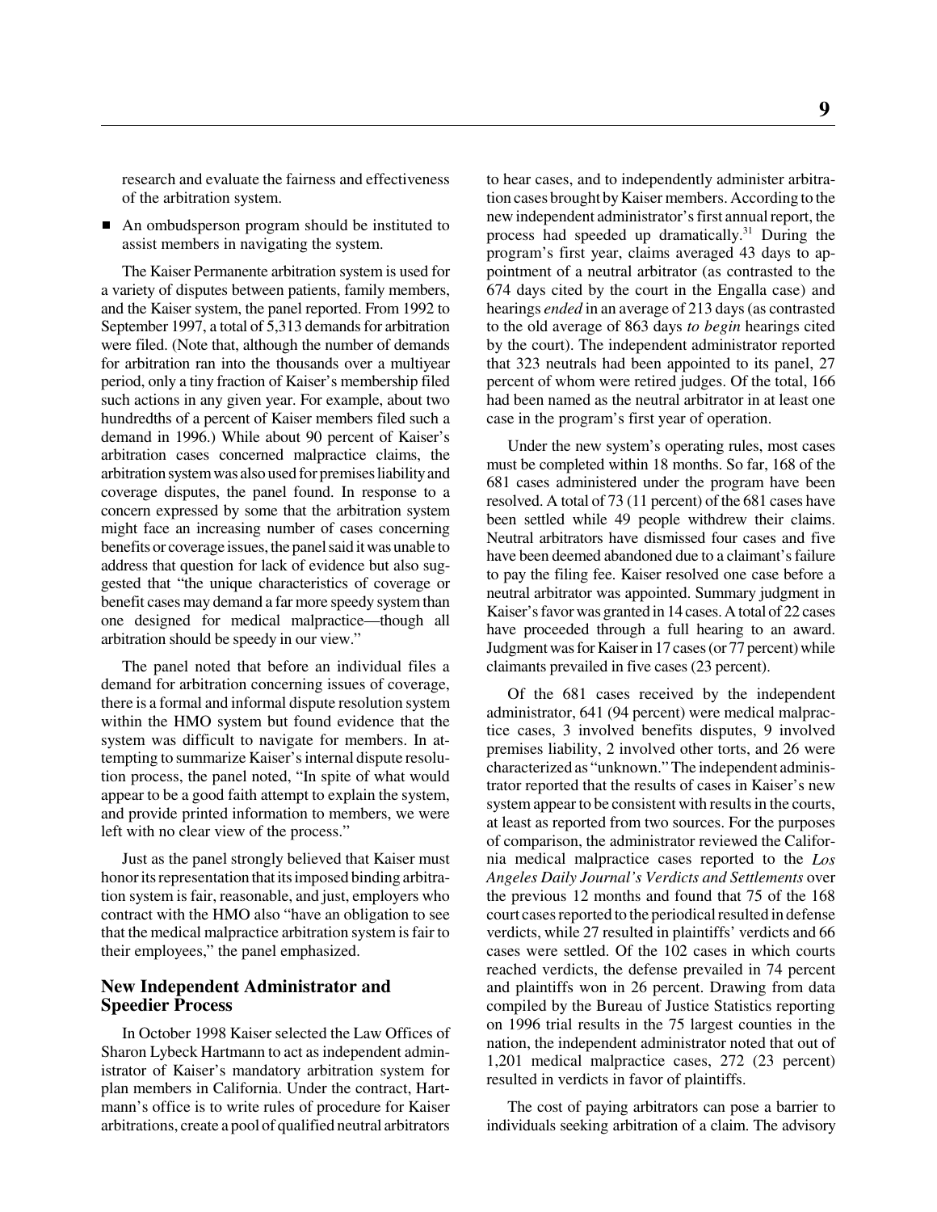research and evaluate the fairness and effectiveness of the arbitration system.

- An ombudsperson program should be instituted to assist members in navigating the system.

The Kaiser Permanente arbitration system is used for a variety of disputes between patients, family members, and the Kaiser system, the panel reported. From 1992 to September 1997, a total of 5,313 demands for arbitration were filed. (Note that, although the number of demands for arbitration ran into the thousands over a multiyear period, only a tiny fraction of Kaiser's membership filed such actions in any given year. For example, about two hundredths of a percent of Kaiser members filed such a demand in 1996.) While about 90 percent of Kaiser's arbitration cases concerned malpractice claims, the arbitration system was also used for premises liability and coverage disputes, the panel found. In response to a concern expressed by some that the arbitration system might face an increasing number of cases concerning benefits or coverage issues, the panel said it was unable to address that question for lack of evidence but also suggested that "the unique characteristics of coverage or benefit cases may demand a far more speedy system than one designed for medical malpractice—though all arbitration should be speedy in our view."

The panel noted that before an individual files a demand for arbitration concerning issues of coverage, there is a formal and informal dispute resolution system within the HMO system but found evidence that the system was difficult to navigate for members. In attempting to summarize Kaiser's internal dispute resolution process, the panel noted, "In spite of what would appear to be a good faith attempt to explain the system, and provide printed information to members, we were left with no clear view of the process."

Just as the panel strongly believed that Kaiser must honor its representation that its imposed binding arbitration system is fair, reasonable, and just, employers who contract with the HMO also "have an obligation to see that the medical malpractice arbitration system is fair to their employees," the panel emphasized.

## New Independent Administrator and Speedier Process

In October 1998 Kaiser selected the Law Offices of Sharon Lybeck Hartmann to act as independent administrator of Kaiser's mandatory arbitration system for plan members in California. Under the contract, Hartmann's office is to write rules of procedure for Kaiser arbitrations, create a pool of qualified neutral arbitrators to hear cases, and to independently administer arbitration cases brought by Kaiser members. According to the new independent administrator's first annual report, the process had speeded up dramatically.[31] During the program's first year, claims averaged 43 days to appointment of a neutral arbitrator (as contrasted to the 674 days cited by the court in the Engalla case) and hearings *ended* in an average of 213 days (as contrasted to the old average of 863 days *to begin* hearings cited by the court). The independent administrator reported that 323 neutrals had been appointed to its panel, 27 percent of whom were retired judges. Of the total, 166 had been named as the neutral arbitrator in at least one case in the program's first year of operation.

Under the new system's operating rules, most cases must be completed within 18 months. So far, 168 of the 681 cases administered under the program have been resolved. A total of 73 (11 percent) of the 681 cases have been settled while 49 people withdrew their claims. Neutral arbitrators have dismissed four cases and five have been deemed abandoned due to a claimant's failure to pay the filing fee. Kaiser resolved one case before a neutral arbitrator was appointed. Summary judgment in Kaiser's favor was granted in 14 cases. A total of 22 cases have proceeded through a full hearing to an award. Judgment was for Kaiser in 17 cases (or 77 percent) while claimants prevailed in five cases (23 percent).

Of the 681 cases received by the independent administrator, 641 (94 percent) were medical malpractice cases, 3 involved benefits disputes, 9 involved premises liability, 2 involved other torts, and 26 were characterized as "unknown." The independent administrator reported that the results of cases in Kaiser's new system appear to be consistent with results in the courts, at least as reported from two sources. For the purposes of comparison, the administrator reviewed the California medical malpractice cases reported to the *Los Angeles Daily Journal's Verdicts and Settlements* over the previous 12 months and found that 75 of the 168 court cases reported to the periodical resulted in defense verdicts, while 27 resulted in plaintiffs' verdicts and 66 cases were settled. Of the 102 cases in which courts reached verdicts, the defense prevailed in 74 percent and plaintiffs won in 26 percent. Drawing from data compiled by the Bureau of Justice Statistics reporting on 1996 trial results in the 75 largest counties in the nation, the independent administrator noted that out of 1,201 medical malpractice cases, 272 (23 percent) resulted in verdicts in favor of plaintiffs.

The cost of paying arbitrators can pose a barrier to individuals seeking arbitration of a claim. The advisory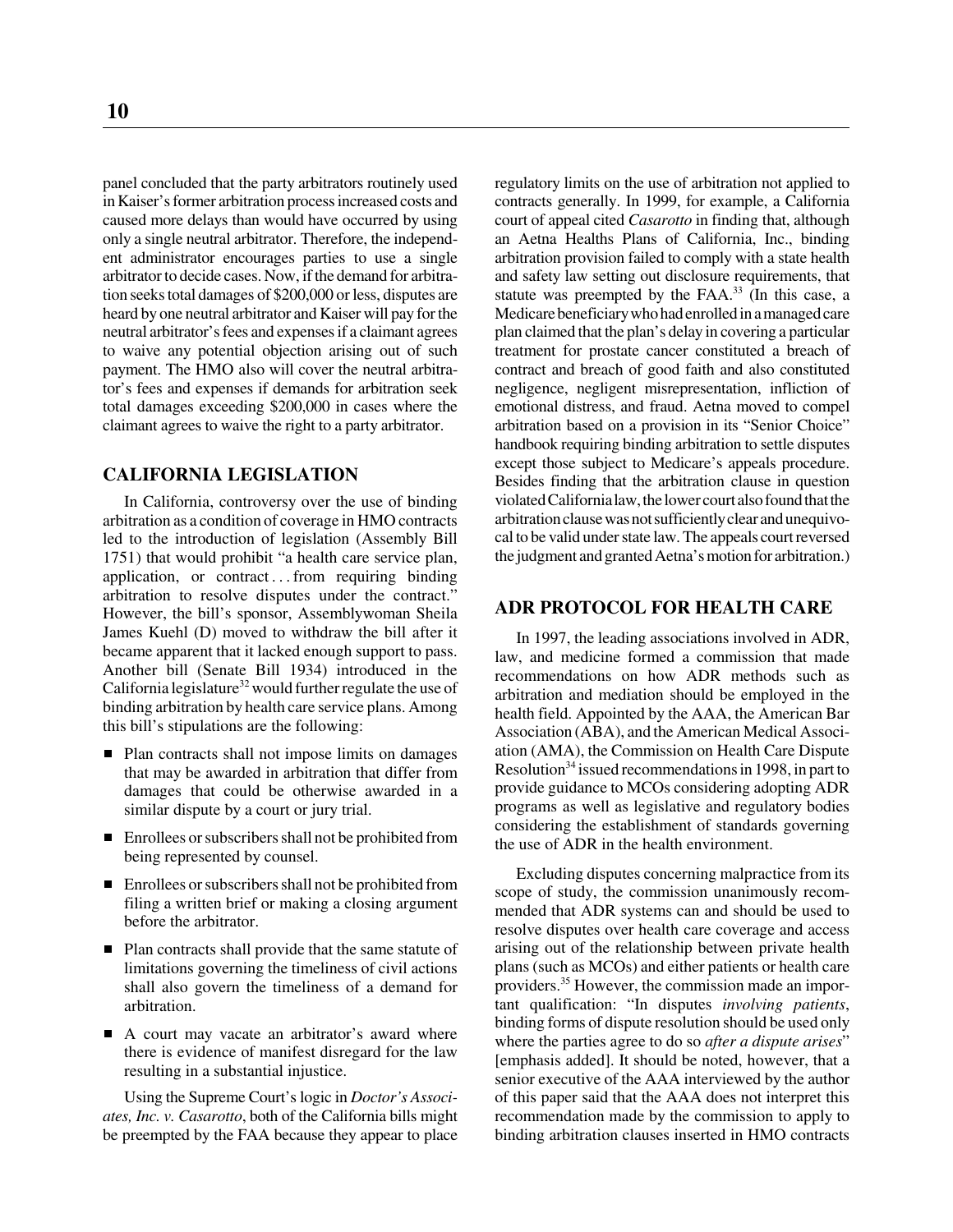panel concluded that the party arbitrators routinely used in Kaiser's former arbitration process increased costs and caused more delays than would have occurred by using only a single neutral arbitrator. Therefore, the independent administrator encourages parties to use a single arbitrator to decide cases. Now, if the demand for arbitration seeks total damages of $200,000 or less, disputes are heard by one neutral arbitrator and Kaiser will pay for the neutral arbitrator's fees and expenses if a claimant agrees to waive any potential objection arising out of such payment. The HMO also will cover the neutral arbitrator's fees and expenses if demands for arbitration seek total damages exceeding $200,000 in cases where the claimant agrees to waive the right to a party arbitrator.

## CALIFORNIA LEGISLATION

In California, controversy over the use of binding arbitration as a condition of coverage in HMO contracts led to the introduction of legislation (Assembly Bill 1751) that would prohibit "a health care service plan, application, or contract . . . from requiring binding arbitration to resolve disputes under the contract." However, the bill's sponsor, Assemblywoman Sheila James Kuehl (D) moved to withdraw the bill after it became apparent that it lacked enough support to pass. Another bill (Senate Bill 1934) introduced in the California legislature[32] would further regulate the use of binding arbitration by health care service plans. Among this bill's stipulations are the following:

- Plan contracts shall not impose limits on damages that may be awarded in arbitration that differ from damages that could be otherwise awarded in a similar dispute by a court or jury trial.
- Enrollees or subscribers shall not be prohibited from being represented by counsel.
- Enrollees or subscribers shall not be prohibited from filing a written brief or making a closing argument before the arbitrator.
- Plan contracts shall provide that the same statute of limitations governing the timeliness of civil actions shall also govern the timeliness of a demand for arbitration.
- A court may vacate an arbitrator's award where there is evidence of manifest disregard for the law resulting in a substantial injustice.

Using the Supreme Court's logic in *Doctor's Associates, Inc. v. Casarotto*, both of the California bills might be preempted by the FAA because they appear to place regulatory limits on the use of arbitration not applied to contracts generally. In 1999, for example, a California court of appeal cited *Casarotto* in finding that, although an Aetna Healths Plans of California, Inc., binding arbitration provision failed to comply with a state health and safety law setting out disclosure requirements, that statute was preempted by the FAA.[33] (In this case, a Medicare beneficiary who had enrolled in a managed care plan claimed that the plan's delay in covering a particular treatment for prostate cancer constituted a breach of contract and breach of good faith and also constituted negligence, negligent misrepresentation, infliction of emotional distress, and fraud. Aetna moved to compel arbitration based on a provision in its "Senior Choice" handbook requiring binding arbitration to settle disputes except those subject to Medicare's appeals procedure. Besides finding that the arbitration clause in question violated California law, the lower court also found that the arbitration clause was not sufficiently clear and unequivocal to be valid under state law. The appeals court reversed the judgment and granted Aetna's motion for arbitration.)

## ADR PROTOCOL FOR HEALTH CARE

In 1997, the leading associations involved in ADR, law, and medicine formed a commission that made recommendations on how ADR methods such as arbitration and mediation should be employed in the health field. Appointed by the AAA, the American Bar Association (ABA), and the American Medical Association (AMA), the Commission on Health Care Dispute Resolution[34] issued recommendations in 1998, in part to provide guidance to MCOs considering adopting ADR programs as well as legislative and regulatory bodies considering the establishment of standards governing the use of ADR in the health environment.

Excluding disputes concerning malpractice from its scope of study, the commission unanimously recommended that ADR systems can and should be used to resolve disputes over health care coverage and access arising out of the relationship between private health plans (such as MCOs) and either patients or health care providers.[35] However, the commission made an important qualification: "In disputes *involving patients*, binding forms of dispute resolution should be used only where the parties agree to do so *after a dispute arises*" [emphasis added]. It should be noted, however, that a senior executive of the AAA interviewed by the author of this paper said that the AAA does not interpret this recommendation made by the commission to apply to binding arbitration clauses inserted in HMO contracts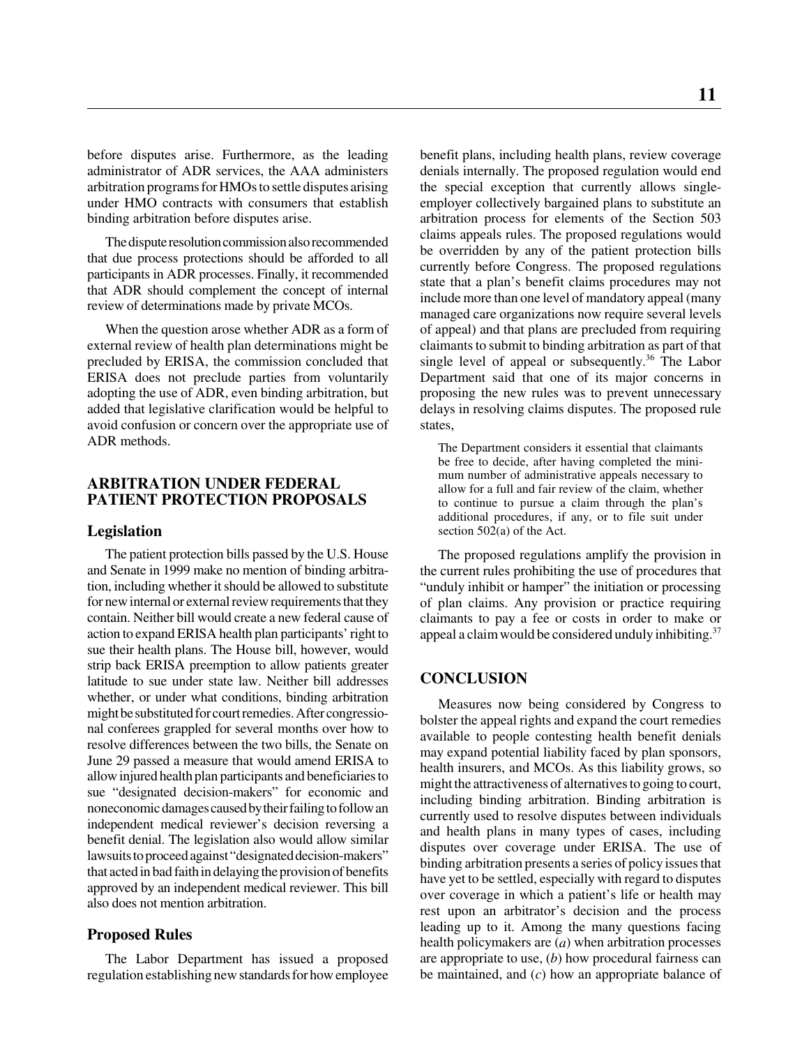before disputes arise. Furthermore, as the leading administrator of ADR services, the AAA administers arbitration programs for HMOs to settle disputes arising under HMO contracts with consumers that establish binding arbitration before disputes arise.

The dispute resolution commission also recommended that due process protections should be afforded to all participants in ADR processes. Finally, it recommended that ADR should complement the concept of internal review of determinations made by private MCOs.

When the question arose whether ADR as a form of external review of health plan determinations might be precluded by ERISA, the commission concluded that ERISA does not preclude parties from voluntarily adopting the use of ADR, even binding arbitration, but added that legislative clarification would be helpful to avoid confusion or concern over the appropriate use of ADR methods.

## ARBITRATION UNDER FEDERAL PATIENT PROTECTION PROPOSALS

### Legislation

The patient protection bills passed by the U.S. House and Senate in 1999 make no mention of binding arbitration, including whether it should be allowed to substitute for new internal or external review requirements that they contain. Neither bill would create a new federal cause of action to expand ERISA health plan participants' right to sue their health plans. The House bill, however, would strip back ERISA preemption to allow patients greater latitude to sue under state law. Neither bill addresses whether, or under what conditions, binding arbitration might be substituted for court remedies. After congressional conferees grappled for several months over how to resolve differences between the two bills, the Senate on June 29 passed a measure that would amend ERISA to allow injured health plan participants and beneficiaries to sue "designated decision-makers" for economic and noneconomic damages caused by their failing to follow an independent medical reviewer's decision reversing a benefit denial. The legislation also would allow similar lawsuits to proceed against "designated decision-makers" that acted in bad faith in delaying the provision of benefits approved by an independent medical reviewer. This bill also does not mention arbitration.

### Proposed Rules

The Labor Department has issued a proposed regulation establishing new standards for how employee benefit plans, including health plans, review coverage denials internally. The proposed regulation would end the special exception that currently allows single-employer collectively bargained plans to substitute an arbitration process for elements of the Section 503 claims appeals rules. The proposed regulations would be overridden by any of the patient protection bills currently before Congress. The proposed regulations state that a plan's benefit claims procedures may not include more than one level of mandatory appeal (many managed care organizations now require several levels of appeal) and that plans are precluded from requiring claimants to submit to binding arbitration as part of that single level of appeal or subsequently.[36] The Labor Department said that one of its major concerns in proposing the new rules was to prevent unnecessary delays in resolving claims disputes. The proposed rule states,

> The Department considers it essential that claimants be free to decide, after having completed the minimum number of administrative appeals necessary to allow for a full and fair review of the claim, whether to continue to pursue a claim through the plan's additional procedures, if any, or to file suit under section 502(a) of the Act.

The proposed regulations amplify the provision in the current rules prohibiting the use of procedures that "unduly inhibit or hamper" the initiation or processing of plan claims. Any provision or practice requiring claimants to pay a fee or costs in order to make or appeal a claim would be considered unduly inhibiting.[37]

## CONCLUSION

Measures now being considered by Congress to bolster the appeal rights and expand the court remedies available to people contesting health benefit denials may expand potential liability faced by plan sponsors, health insurers, and MCOs. As this liability grows, so might the attractiveness of alternatives to going to court, including binding arbitration. Binding arbitration is currently used to resolve disputes between individuals and health plans in many types of cases, including disputes over coverage under ERISA. The use of binding arbitration presents a series of policy issues that have yet to be settled, especially with regard to disputes over coverage in which a patient's life or health may rest upon an arbitrator's decision and the process leading up to it. Among the many questions facing health policymakers are (*a*) when arbitration processes are appropriate to use, (*b*) how procedural fairness can be maintained, and (*c*) how an appropriate balance of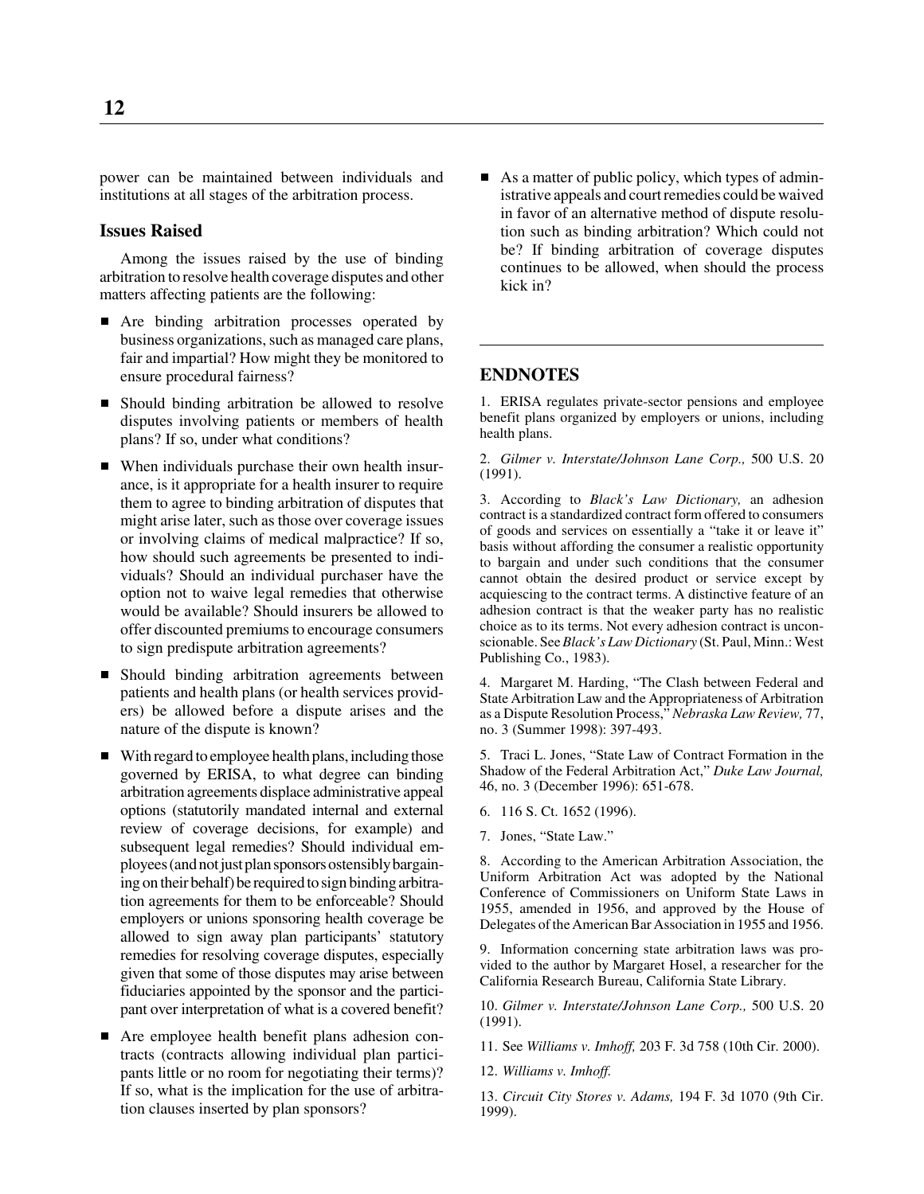power can be maintained between individuals and institutions at all stages of the arbitration process.

### Issues Raised

Among the issues raised by the use of binding arbitration to resolve health coverage disputes and other matters affecting patients are the following:

- Are binding arbitration processes operated by business organizations, such as managed care plans, fair and impartial? How might they be monitored to ensure procedural fairness?
- Should binding arbitration be allowed to resolve disputes involving patients or members of health plans? If so, under what conditions?
- When individuals purchase their own health insurance, is it appropriate for a health insurer to require them to agree to binding arbitration of disputes that might arise later, such as those over coverage issues or involving claims of medical malpractice? If so, how should such agreements be presented to individuals? Should an individual purchaser have the option not to waive legal remedies that otherwise would be available? Should insurers be allowed to offer discounted premiums to encourage consumers to sign predispute arbitration agreements?
- Should binding arbitration agreements between patients and health plans (or health services providers) be allowed before a dispute arises and the nature of the dispute is known?
- With regard to employee health plans, including those governed by ERISA, to what degree can binding arbitration agreements displace administrative appeal options (statutorily mandated internal and external review of coverage decisions, for example) and subsequent legal remedies? Should individual employees (and not just plan sponsors ostensibly bargaining on their behalf) be required to sign binding arbitration agreements for them to be enforceable? Should employers or unions sponsoring health coverage be allowed to sign away plan participants' statutory remedies for resolving coverage disputes, especially given that some of those disputes may arise between fiduciaries appointed by the sponsor and the participant over interpretation of what is a covered benefit?
- Are employee health benefit plans adhesion contracts (contracts allowing individual plan participants little or no room for negotiating their terms)? If so, what is the implication for the use of arbitration clauses inserted by plan sponsors?
- As a matter of public policy, which types of administrative appeals and court remedies could be waived in favor of an alternative method of dispute resolution such as binding arbitration? Which could not be? If binding arbitration of coverage disputes continues to be allowed, when should the process kick in?

---

## ENDNOTES

1. ERISA regulates private-sector pensions and employee benefit plans organized by employers or unions, including health plans.

2. *Gilmer v. Interstate/Johnson Lane Corp.,* 500 U.S. 20 (1991).

3. According to *Black's Law Dictionary,* an adhesion contract is a standardized contract form offered to consumers of goods and services on essentially a "take it or leave it" basis without affording the consumer a realistic opportunity to bargain and under such conditions that the consumer cannot obtain the desired product or service except by acquiescing to the contract terms. A distinctive feature of an adhesion contract is that the weaker party has no realistic choice as to its terms. Not every adhesion contract is unconscionable. See *Black's Law Dictionary* (St. Paul, Minn.: West Publishing Co., 1983).

4. Margaret M. Harding, "The Clash between Federal and State Arbitration Law and the Appropriateness of Arbitration as a Dispute Resolution Process," *Nebraska Law Review,* 77, no. 3 (Summer 1998): 397-493.

5. Traci L. Jones, "State Law of Contract Formation in the Shadow of the Federal Arbitration Act," *Duke Law Journal,* 46, no. 3 (December 1996): 651-678.

6. 116 S. Ct. 1652 (1996).

7. Jones, "State Law."

8. According to the American Arbitration Association, the Uniform Arbitration Act was adopted by the National Conference of Commissioners on Uniform State Laws in 1955, amended in 1956, and approved by the House of Delegates of the American Bar Association in 1955 and 1956.

9. Information concerning state arbitration laws was provided to the author by Margaret Hosel, a researcher for the California Research Bureau, California State Library.

10. *Gilmer v. Interstate/Johnson Lane Corp.,* 500 U.S. 20 (1991).

11. See *Williams v. Imhoff,* 203 F. 3d 758 (10th Cir. 2000).

12. *Williams v. Imhoff.*

13. *Circuit City Stores v. Adams,* 194 F. 3d 1070 (9th Cir. 1999).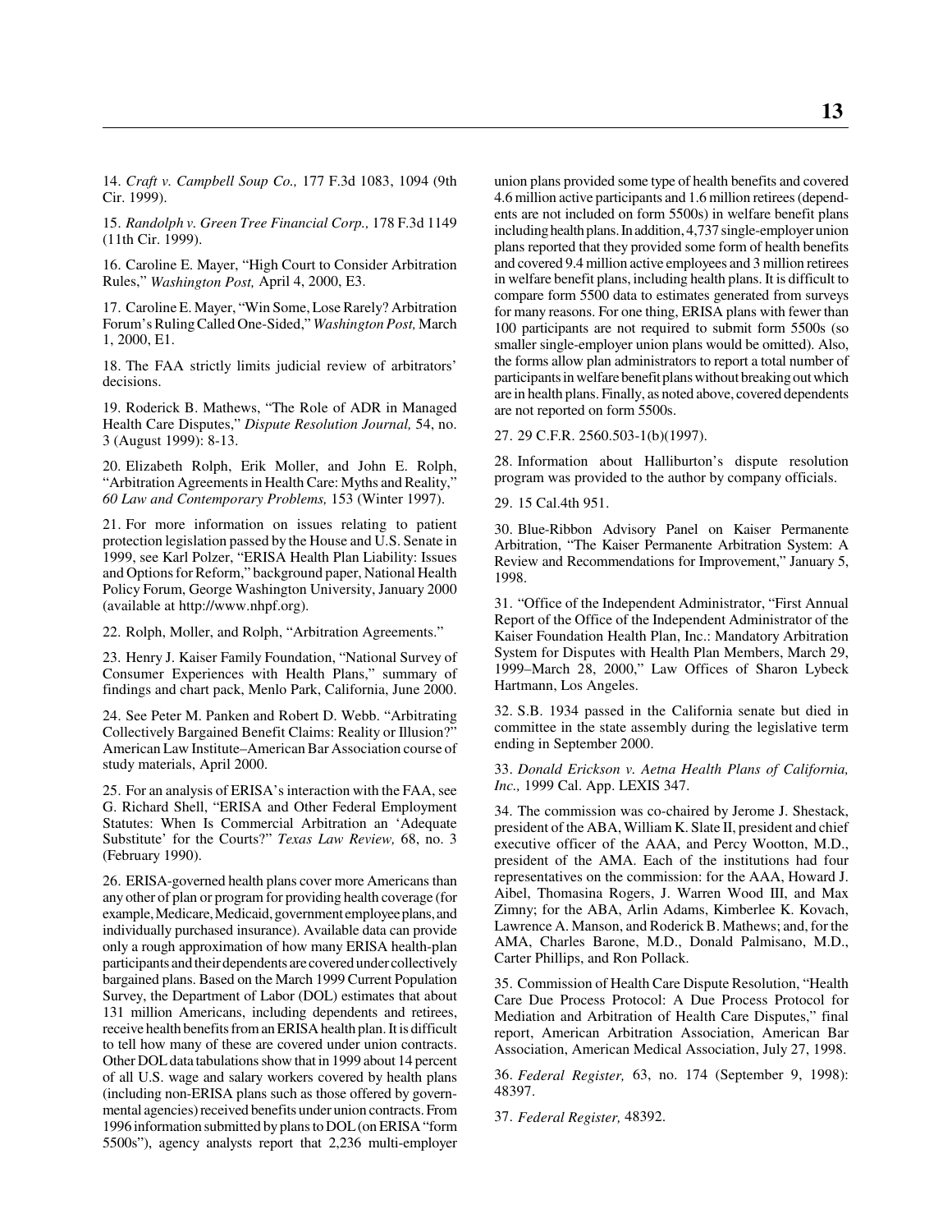14. *Craft v. Campbell Soup Co.,* 177 F.3d 1083, 1094 (9th Cir. 1999).

15. *Randolph v. Green Tree Financial Corp.,* 178 F.3d 1149 (11th Cir. 1999).

16. Caroline E. Mayer, "High Court to Consider Arbitration Rules," *Washington Post,* April 4, 2000, E3.

17. Caroline E. Mayer, "Win Some, Lose Rarely? Arbitration Forum's Ruling Called One-Sided," *Washington Post,* March 1, 2000, E1.

18. The FAA strictly limits judicial review of arbitrators' decisions.

19. Roderick B. Mathews, "The Role of ADR in Managed Health Care Disputes," *Dispute Resolution Journal,* 54, no. 3 (August 1999): 8-13.

20. Elizabeth Rolph, Erik Moller, and John E. Rolph, "Arbitration Agreements in Health Care: Myths and Reality," *60 Law and Contemporary Problems,* 153 (Winter 1997).

21. For more information on issues relating to patient protection legislation passed by the House and U.S. Senate in 1999, see Karl Polzer, "ERISA Health Plan Liability: Issues and Options for Reform," background paper, National Health Policy Forum, George Washington University, January 2000 (available at http://www.nhpf.org).

22. Rolph, Moller, and Rolph, "Arbitration Agreements."

23. Henry J. Kaiser Family Foundation, "National Survey of Consumer Experiences with Health Plans," summary of findings and chart pack, Menlo Park, California, June 2000.

24. See Peter M. Panken and Robert D. Webb. "Arbitrating Collectively Bargained Benefit Claims: Reality or Illusion?" American Law Institute–American Bar Association course of study materials, April 2000.

25. For an analysis of ERISA's interaction with the FAA, see G. Richard Shell, "ERISA and Other Federal Employment Statutes: When Is Commercial Arbitration an 'Adequate Substitute' for the Courts?" *Texas Law Review,* 68, no. 3 (February 1990).

26. ERISA-governed health plans cover more Americans than any other of plan or program for providing health coverage (for example, Medicare, Medicaid, government employee plans, and individually purchased insurance). Available data can provide only a rough approximation of how many ERISA health-plan participants and their dependents are covered under collectively bargained plans. Based on the March 1999 Current Population Survey, the Department of Labor (DOL) estimates that about 131 million Americans, including dependents and retirees, receive health benefits from an ERISA health plan. It is difficult to tell how many of these are covered under union contracts. Other DOL data tabulations show that in 1999 about 14 percent of all U.S. wage and salary workers covered by health plans (including non-ERISA plans such as those offered by governmental agencies) received benefits under union contracts. From 1996 information submitted by plans to DOL (on ERISA "form 5500s"), agency analysts report that 2,236 multi-employer union plans provided some type of health benefits and covered 4.6 million active participants and 1.6 million retirees (dependents are not included on form 5500s) in welfare benefit plans including health plans. In addition, 4,737 single-employer union plans reported that they provided some form of health benefits and covered 9.4 million active employees and 3 million retirees in welfare benefit plans, including health plans. It is difficult to compare form 5500 data to estimates generated from surveys for many reasons. For one thing, ERISA plans with fewer than 100 participants are not required to submit form 5500s (so smaller single-employer union plans would be omitted). Also, the forms allow plan administrators to report a total number of participants in welfare benefit plans without breaking out which are in health plans. Finally, as noted above, covered dependents are not reported on form 5500s.

27. 29 C.F.R. 2560.503-1(b)(1997).

28. Information about Halliburton's dispute resolution program was provided to the author by company officials.

29. 15 Cal.4th 951.

30. Blue-Ribbon Advisory Panel on Kaiser Permanente Arbitration, "The Kaiser Permanente Arbitration System: A Review and Recommendations for Improvement," January 5, 1998.

31. "Office of the Independent Administrator, "First Annual Report of the Office of the Independent Administrator of the Kaiser Foundation Health Plan, Inc.: Mandatory Arbitration System for Disputes with Health Plan Members, March 29, 1999–March 28, 2000," Law Offices of Sharon Lybeck Hartmann, Los Angeles.

32. S.B. 1934 passed in the California senate but died in committee in the state assembly during the legislative term ending in September 2000.

33. *Donald Erickson v. Aetna Health Plans of California, Inc.,* 1999 Cal. App. LEXIS 347.

34. The commission was co-chaired by Jerome J. Shestack, president of the ABA, William K. Slate II, president and chief executive officer of the AAA, and Percy Wootton, M.D., president of the AMA. Each of the institutions had four representatives on the commission: for the AAA, Howard J. Aibel, Thomasina Rogers, J. Warren Wood III, and Max Zimny; for the ABA, Arlin Adams, Kimberlee K. Kovach, Lawrence A. Manson, and Roderick B. Mathews; and, for the AMA, Charles Barone, M.D., Donald Palmisano, M.D., Carter Phillips, and Ron Pollack.

35. Commission of Health Care Dispute Resolution, "Health Care Due Process Protocol: A Due Process Protocol for Mediation and Arbitration of Health Care Disputes," final report, American Arbitration Association, American Bar Association, American Medical Association, July 27, 1998.

36. *Federal Register,* 63, no. 174 (September 9, 1998): 48397.

37. *Federal Register,* 48392.